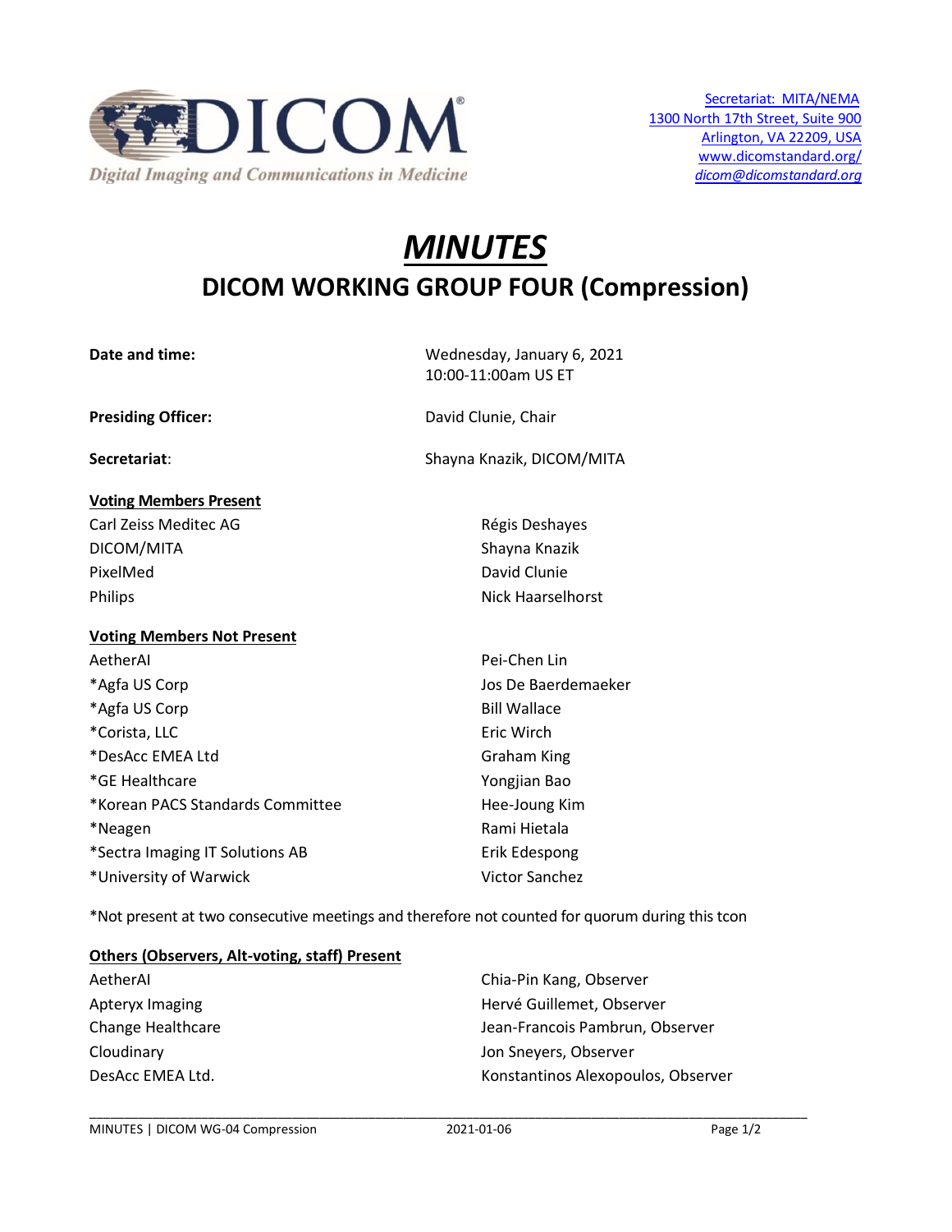Secretariat: MITA/NEMA
1300 North 17th Street, Suite 900
Arlington, VA 22209, USA
www.dicomstandard.org/
dicom@dicomstandard.org

# *MINUTES*

## DICOM WORKING GROUP FOUR (Compression)

| | |
|---|---|
| **Date and time:** | Wednesday, January 6, 2021<br>10:00-11:00am US ET |
| **Presiding Officer:** | David Clunie, Chair |
| **Secretariat**: | Shayna Knazik, DICOM/MITA |

**Voting Members Present**

| | |
|---|---|
| Carl Zeiss Meditec AG | Régis Deshayes |
| DICOM/MITA | Shayna Knazik |
| PixelMed | David Clunie |
| Philips | Nick Haarselhorst |

**Voting Members Not Present**

| | |
|---|---|
| AetherAI | Pei-Chen Lin |
| *Agfa US Corp | Jos De Baerdemaeker |
| *Agfa US Corp | Bill Wallace |
| *Corista, LLC | Eric Wirch |
| *DesAcc EMEA Ltd | Graham King |
| *GE Healthcare | Yongjian Bao |
| *Korean PACS Standards Committee | Hee-Joung Kim |
| *Neagen | Rami Hietala |
| *Sectra Imaging IT Solutions AB | Erik Edespong |
| *University of Warwick | Victor Sanchez |

*Not present at two consecutive meetings and therefore not counted for quorum during this tcon

**Others (Observers, Alt-voting, staff) Present**

| | |
|---|---|
| AetherAI | Chia-Pin Kang, Observer |
| Apteryx Imaging | Hervé Guillemet, Observer |
| Change Healthcare | Jean-Francois Pambrun, Observer |
| Cloudinary | Jon Sneyers, Observer |
| DesAcc EMEA Ltd. | Konstantinos Alexopoulos, Observer |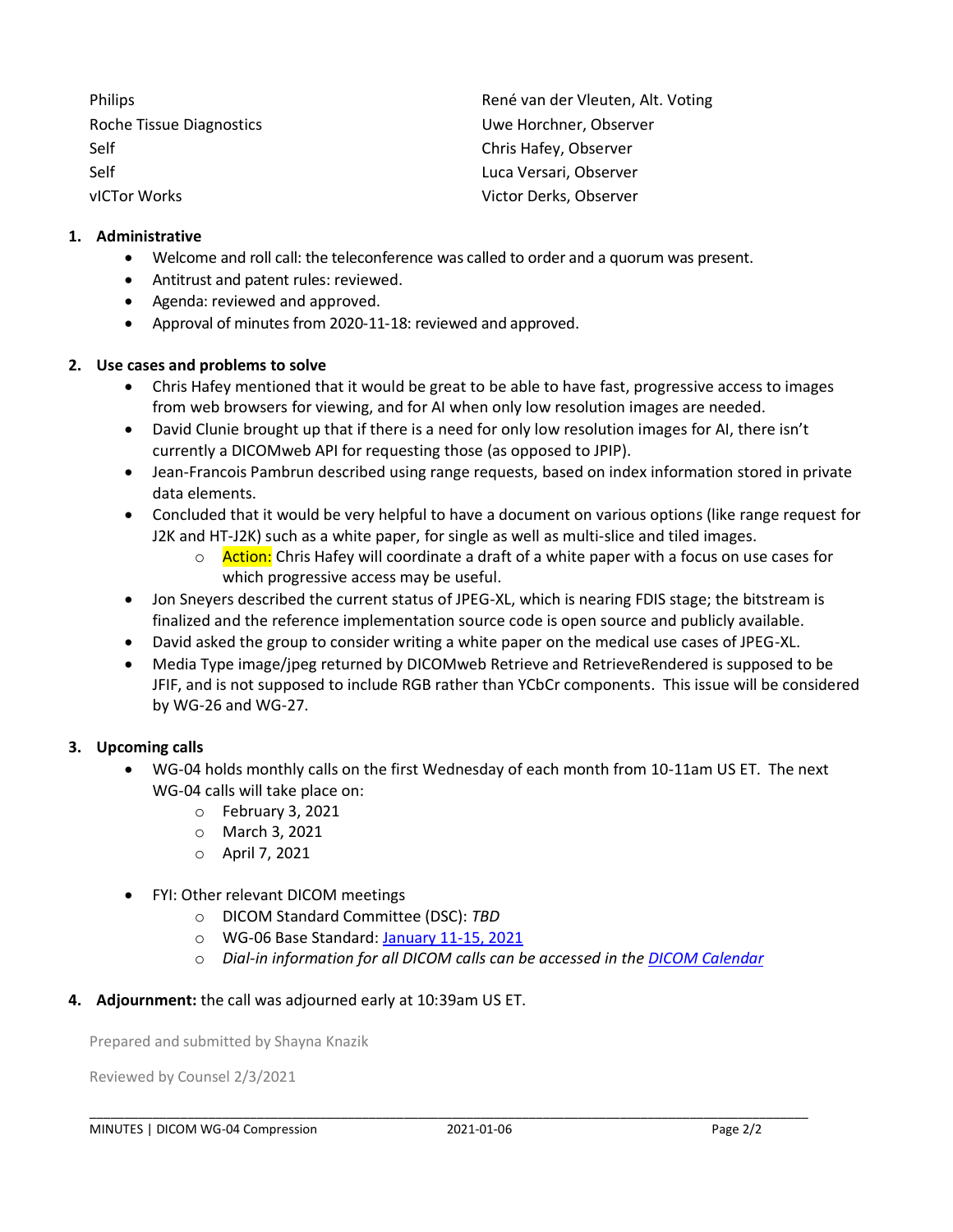| | |
|---|---|
| Philips | René van der Vleuten, Alt. Voting |
| Roche Tissue Diagnostics | Uwe Horchner, Observer |
| Self | Chris Hafey, Observer |
| Self | Luca Versari, Observer |
| vICTor Works | Victor Derks, Observer |

1. **Administrative**
   - Welcome and roll call: the teleconference was called to order and a quorum was present.
   - Antitrust and patent rules: reviewed.
   - Agenda: reviewed and approved.
   - Approval of minutes from 2020-11-18: reviewed and approved.

2. **Use cases and problems to solve**
   - Chris Hafey mentioned that it would be great to be able to have fast, progressive access to images from web browsers for viewing, and for AI when only low resolution images are needed.
   - David Clunie brought up that if there is a need for only low resolution images for AI, there isn't currently a DICOMweb API for requesting those (as opposed to JPIP).
   - Jean-Francois Pambrun described using range requests, based on index information stored in private data elements.
   - Concluded that it would be very helpful to have a document on various options (like range request for J2K and HT-J2K) such as a white paper, for single as well as multi-slice and tiled images.
     - Action: Chris Hafey will coordinate a draft of a white paper with a focus on use cases for which progressive access may be useful.
   - Jon Sneyers described the current status of JPEG-XL, which is nearing FDIS stage; the bitstream is finalized and the reference implementation source code is open source and publicly available.
   - David asked the group to consider writing a white paper on the medical use cases of JPEG-XL.
   - Media Type image/jpeg returned by DICOMweb Retrieve and RetrieveRendered is supposed to be JFIF, and is not supposed to include RGB rather than YCbCr components. This issue will be considered by WG-26 and WG-27.

3. **Upcoming calls**
   - WG-04 holds monthly calls on the first Wednesday of each month from 10-11am US ET. The next WG-04 calls will take place on:
     - February 3, 2021
     - March 3, 2021
     - April 7, 2021

   - FYI: Other relevant DICOM meetings
     - DICOM Standard Committee (DSC): *TBD*
     - WG-06 Base Standard: January 11-15, 2021
     - *Dial-in information for all DICOM calls can be accessed in the DICOM Calendar*

4. **Adjournment:** the call was adjourned early at 10:39am US ET.

Prepared and submitted by Shayna Knazik

Reviewed by Counsel 2/3/2021